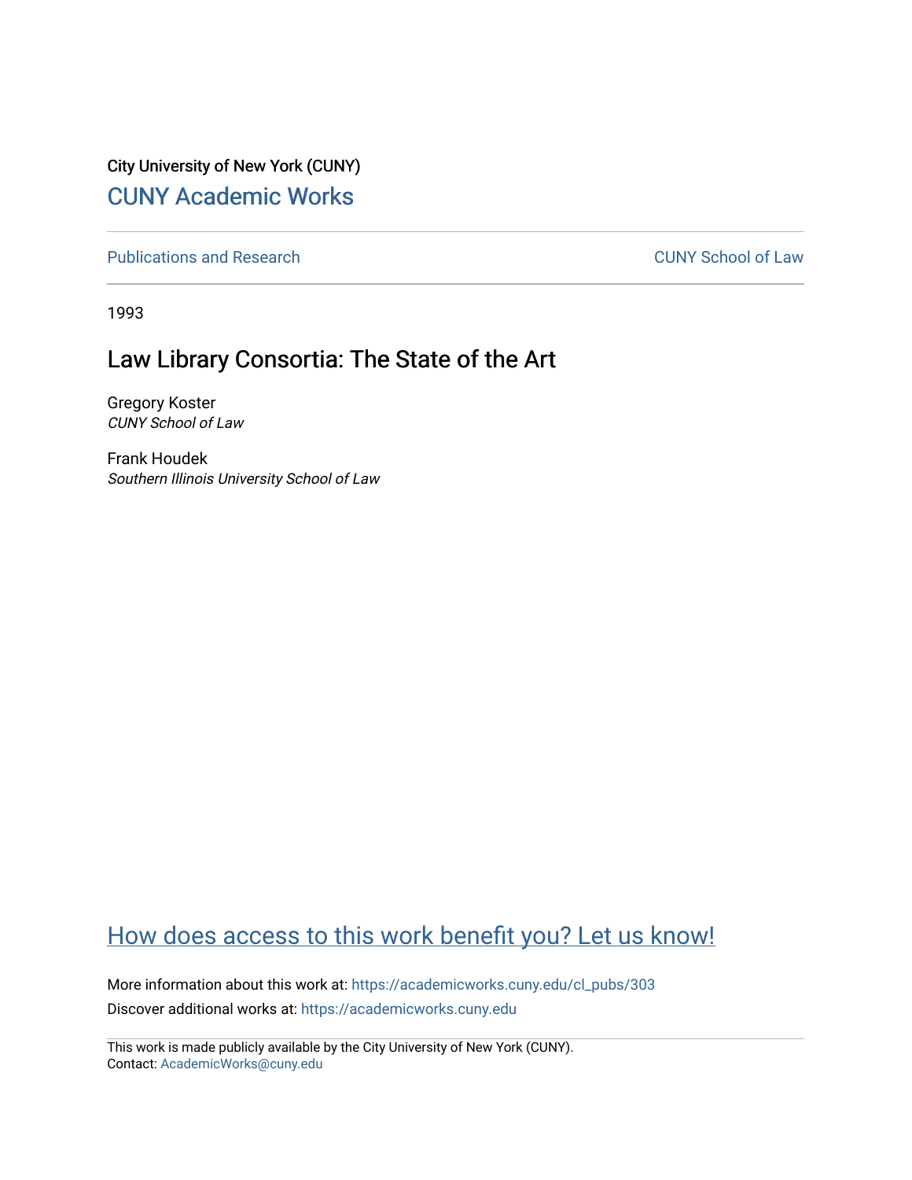City University of New York (CUNY)

## CUNY Academic Works

Publications and Research

CUNY School of Law

1993

# Law Library Consortia: The State of the Art

Gregory Koster
*CUNY School of Law*

Frank Houdek
*Southern Illinois University School of Law*

How does access to this work benefit you? Let us know!

More information about this work at: https://academicworks.cuny.edu/cl_pubs/303

Discover additional works at: https://academicworks.cuny.edu

This work is made publicly available by the City University of New York (CUNY).
Contact: AcademicWorks@cuny.edu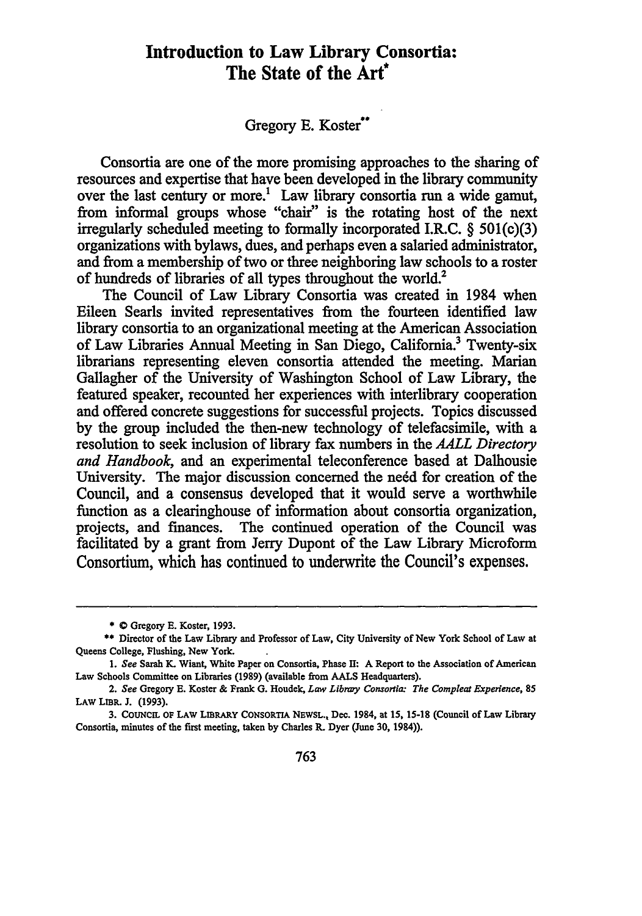# Introduction to Law Library Consortia: The State of the Art*

Gregory E. Koster**

Consortia are one of the more promising approaches to the sharing of resources and expertise that have been developed in the library community over the last century or more.[1] Law library consortia run a wide gamut, from informal groups whose "chair" is the rotating host of the next irregularly scheduled meeting to formally incorporated I.R.C. § 501(c)(3) organizations with bylaws, dues, and perhaps even a salaried administrator, and from a membership of two or three neighboring law schools to a roster of hundreds of libraries of all types throughout the world.[2]

The Council of Law Library Consortia was created in 1984 when Eileen Searls invited representatives from the fourteen identified law library consortia to an organizational meeting at the American Association of Law Libraries Annual Meeting in San Diego, California.[3] Twenty-six librarians representing eleven consortia attended the meeting. Marian Gallagher of the University of Washington School of Law Library, the featured speaker, recounted her experiences with interlibrary cooperation and offered concrete suggestions for successful projects. Topics discussed by the group included the then-new technology of telefacsimile, with a resolution to seek inclusion of library fax numbers in the *AALL Directory and Handbook*, and an experimental teleconference based at Dalhousie University. The major discussion concerned the need for creation of the Council, and a consensus developed that it would serve a worthwhile function as a clearinghouse of information about consortia organization, projects, and finances. The continued operation of the Council was facilitated by a grant from Jerry Dupont of the Law Library Microform Consortium, which has continued to underwrite the Council's expenses.

---

\* © Gregory E. Koster, 1993.

\*\* Director of the Law Library and Professor of Law, City University of New York School of Law at Queens College, Flushing, New York.

1. *See* Sarah K. Wiant, White Paper on Consortia, Phase II: A Report to the Association of American Law Schools Committee on Libraries (1989) (available from AALS Headquarters).

2. *See* Gregory E. Koster & Frank G. Houdek, *Law Library Consortia: The Compleat Experience*, 85 LAW LIBR. J. (1993).

3. COUNCIL OF LAW LIBRARY CONSORTIA NEWSL., Dec. 1984, at 15, 15-18 (Council of Law Library Consortia, minutes of the first meeting, taken by Charles R. Dyer (June 30, 1984)).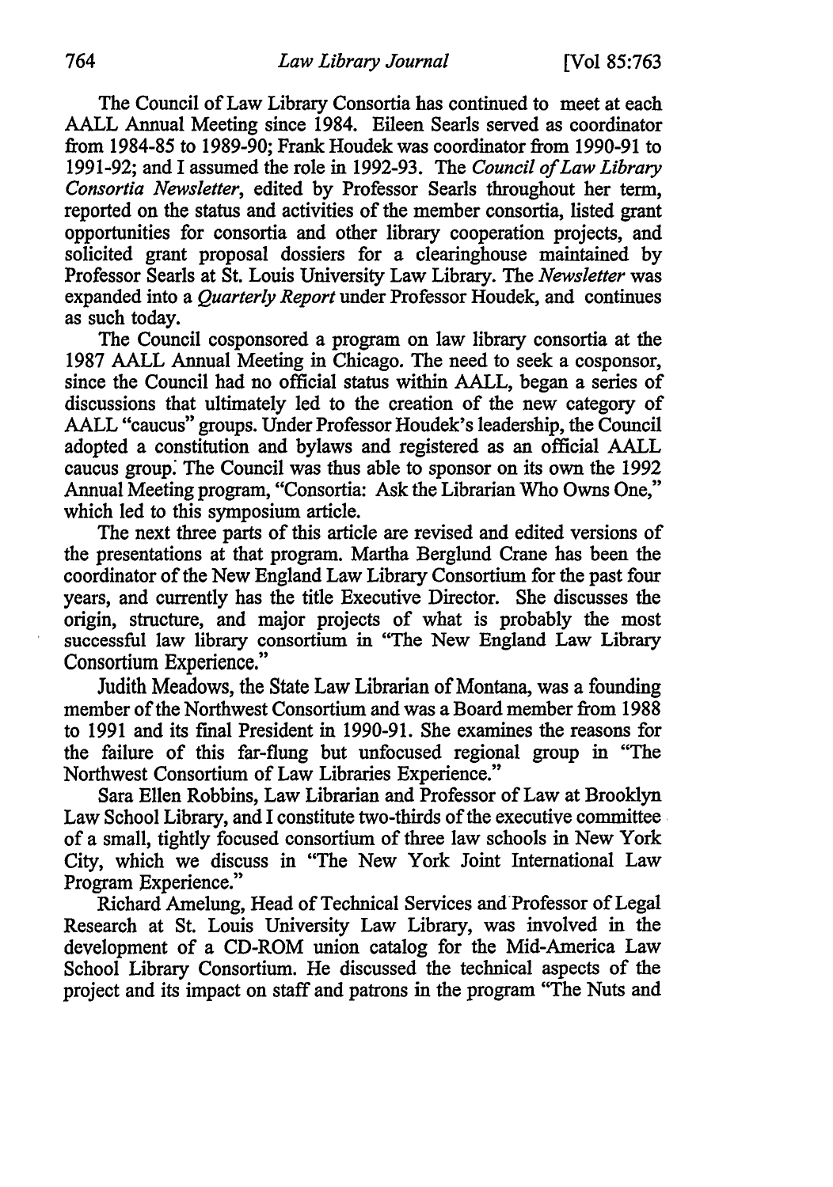The Council of Law Library Consortia has continued to meet at each AALL Annual Meeting since 1984. Eileen Searls served as coordinator from 1984-85 to 1989-90; Frank Houdek was coordinator from 1990-91 to 1991-92; and I assumed the role in 1992-93. The *Council of Law Library Consortia Newsletter*, edited by Professor Searls throughout her term, reported on the status and activities of the member consortia, listed grant opportunities for consortia and other library cooperation projects, and solicited grant proposal dossiers for a clearinghouse maintained by Professor Searls at St. Louis University Law Library. The *Newsletter* was expanded into a *Quarterly Report* under Professor Houdek, and continues as such today.

The Council cosponsored a program on law library consortia at the 1987 AALL Annual Meeting in Chicago. The need to seek a cosponsor, since the Council had no official status within AALL, began a series of discussions that ultimately led to the creation of the new category of AALL "caucus" groups. Under Professor Houdek's leadership, the Council adopted a constitution and bylaws and registered as an official AALL caucus group. The Council was thus able to sponsor on its own the 1992 Annual Meeting program, "Consortia: Ask the Librarian Who Owns One," which led to this symposium article.

The next three parts of this article are revised and edited versions of the presentations at that program. Martha Berglund Crane has been the coordinator of the New England Law Library Consortium for the past four years, and currently has the title Executive Director. She discusses the origin, structure, and major projects of what is probably the most successful law library consortium in "The New England Law Library Consortium Experience."

Judith Meadows, the State Law Librarian of Montana, was a founding member of the Northwest Consortium and was a Board member from 1988 to 1991 and its final President in 1990-91. She examines the reasons for the failure of this far-flung but unfocused regional group in "The Northwest Consortium of Law Libraries Experience."

Sara Ellen Robbins, Law Librarian and Professor of Law at Brooklyn Law School Library, and I constitute two-thirds of the executive committee of a small, tightly focused consortium of three law schools in New York City, which we discuss in "The New York Joint International Law Program Experience."

Richard Amelung, Head of Technical Services and Professor of Legal Research at St. Louis University Law Library, was involved in the development of a CD-ROM union catalog for the Mid-America Law School Library Consortium. He discussed the technical aspects of the project and its impact on staff and patrons in the program "The Nuts and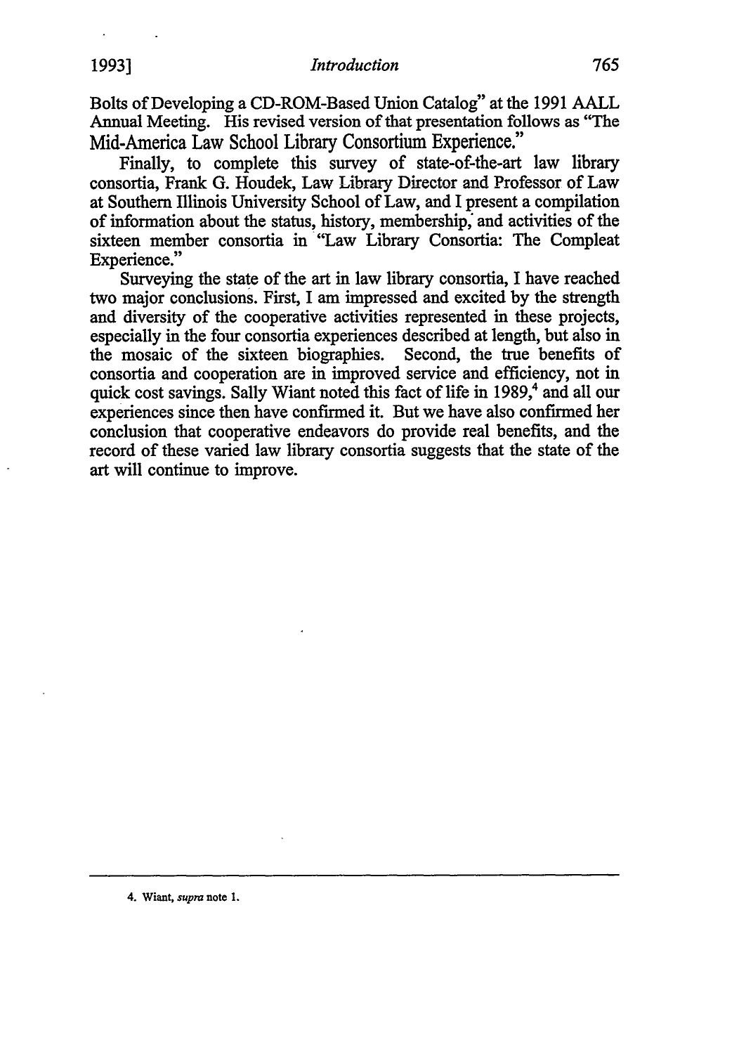Bolts of Developing a CD-ROM-Based Union Catalog" at the 1991 AALL Annual Meeting. His revised version of that presentation follows as "The Mid-America Law School Library Consortium Experience."

Finally, to complete this survey of state-of-the-art law library consortia, Frank G. Houdek, Law Library Director and Professor of Law at Southern Illinois University School of Law, and I present a compilation of information about the status, history, membership, and activities of the sixteen member consortia in "Law Library Consortia: The Compleat Experience."

Surveying the state of the art in law library consortia, I have reached two major conclusions. First, I am impressed and excited by the strength and diversity of the cooperative activities represented in these projects, especially in the four consortia experiences described at length, but also in the mosaic of the sixteen biographies. Second, the true benefits of consortia and cooperation are in improved service and efficiency, not in quick cost savings. Sally Wiant noted this fact of life in 1989,[4] and all our experiences since then have confirmed it. But we have also confirmed her conclusion that cooperative endeavors do provide real benefits, and the record of these varied law library consortia suggests that the state of the art will continue to improve.

---

4. Wiant, *supra* note 1.